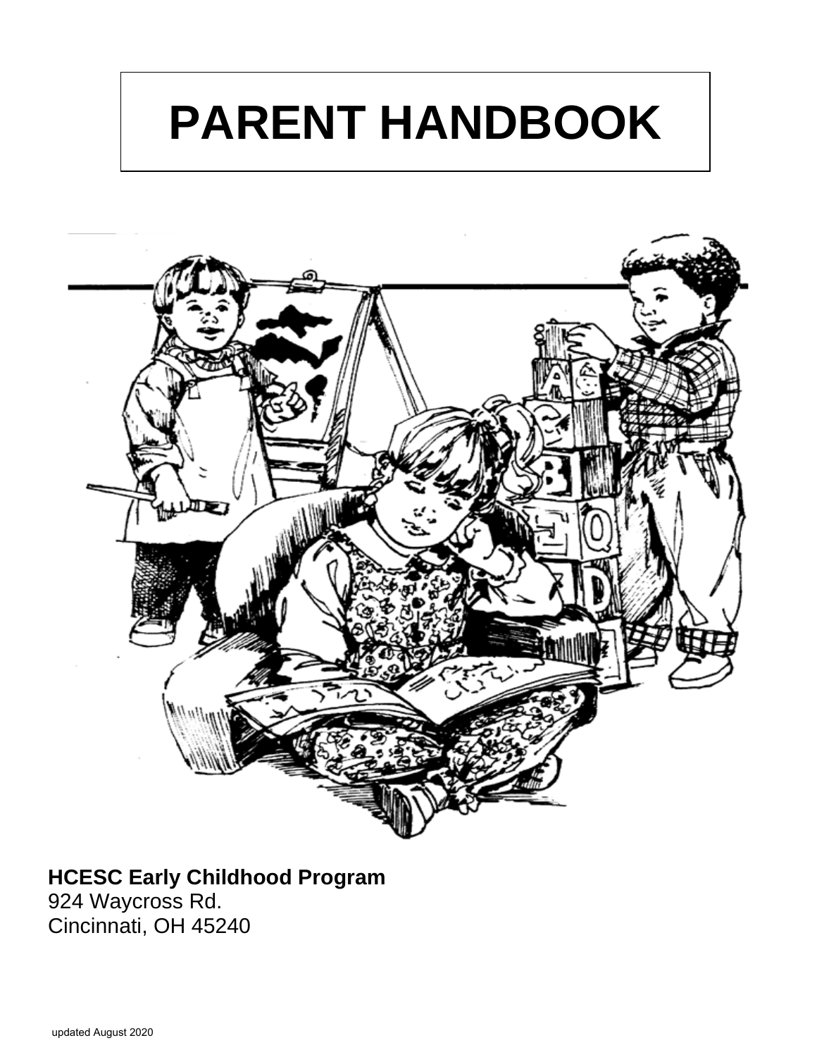# PARENT HANDBOOK

**HCESC Early Childhood Program**
924 Waycross Rd.
Cincinnati, OH 45240

updated August 2020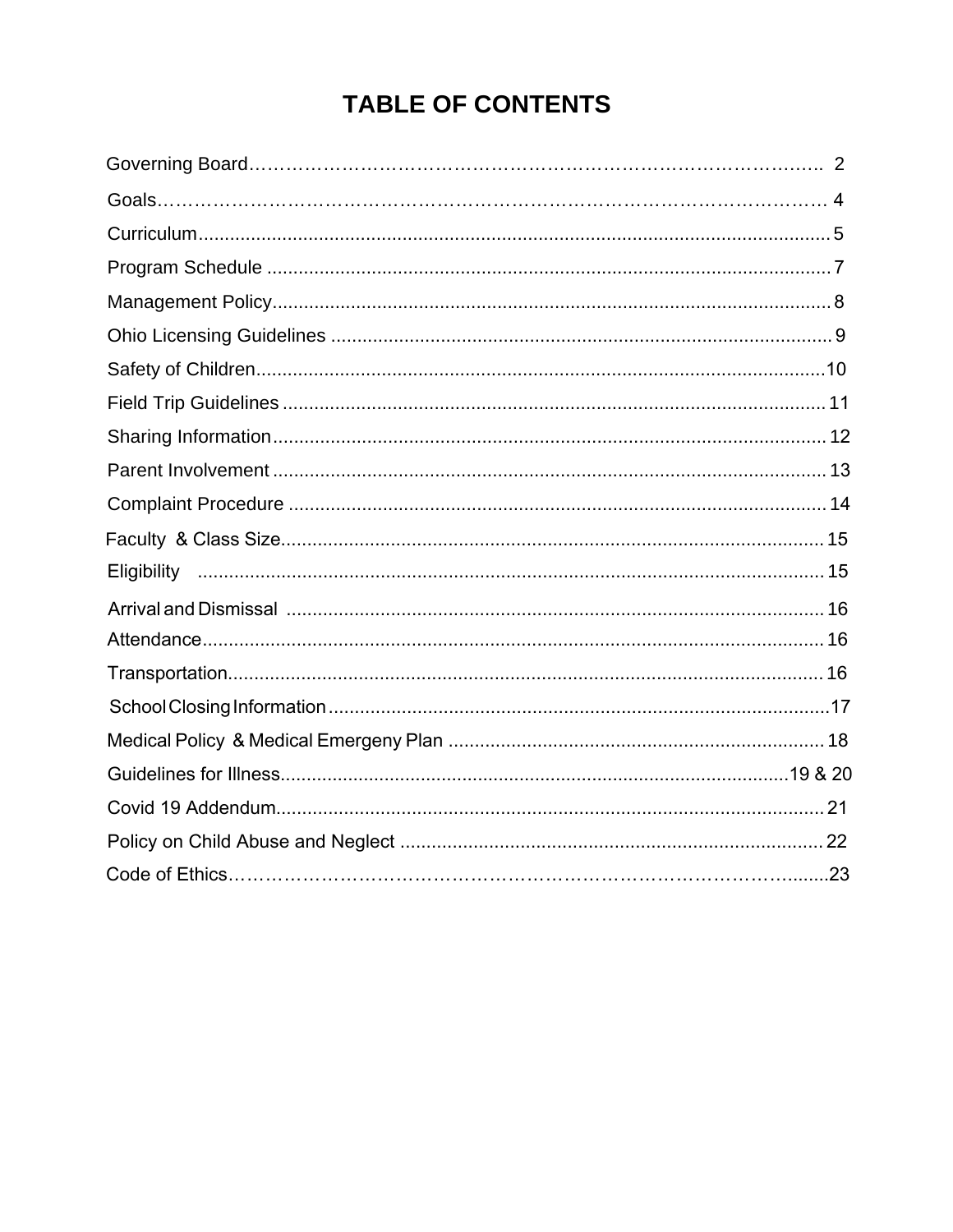# TABLE OF CONTENTS

Governing Board…………………………………………………………………………….. 2

Goals……………………………………………………………………………………………… 4

Curriculum............................................................................................................ 5

Program Schedule ................................................................................................ 7

Management Policy.............................................................................................. 8

Ohio Licensing Guidelines ................................................................................... 9

Safety of Children................................................................................................10

Field Trip Guidelines ........................................................................................... 11

Sharing Information............................................................................................. 12

Parent Involvement ............................................................................................. 13

Complaint Procedure .......................................................................................... 14

Faculty & Class Size............................................................................................ 15

Eligibility ............................................................................................................ 15

Arrival and Dismissal .......................................................................................... 16

Attendance.......................................................................................................... 16

Transportation...................................................................................................... 16

School Closing Information ...................................................................................17

Medical Policy & Medical Emergeny Plan ........................................................... 18

Guidelines for Illness....................................................................................19 & 20

Covid 19 Addendum............................................................................................ 21

Policy on Child Abuse and Neglect ..................................................................... 22

Code of Ethics……………………………………………………………………….......23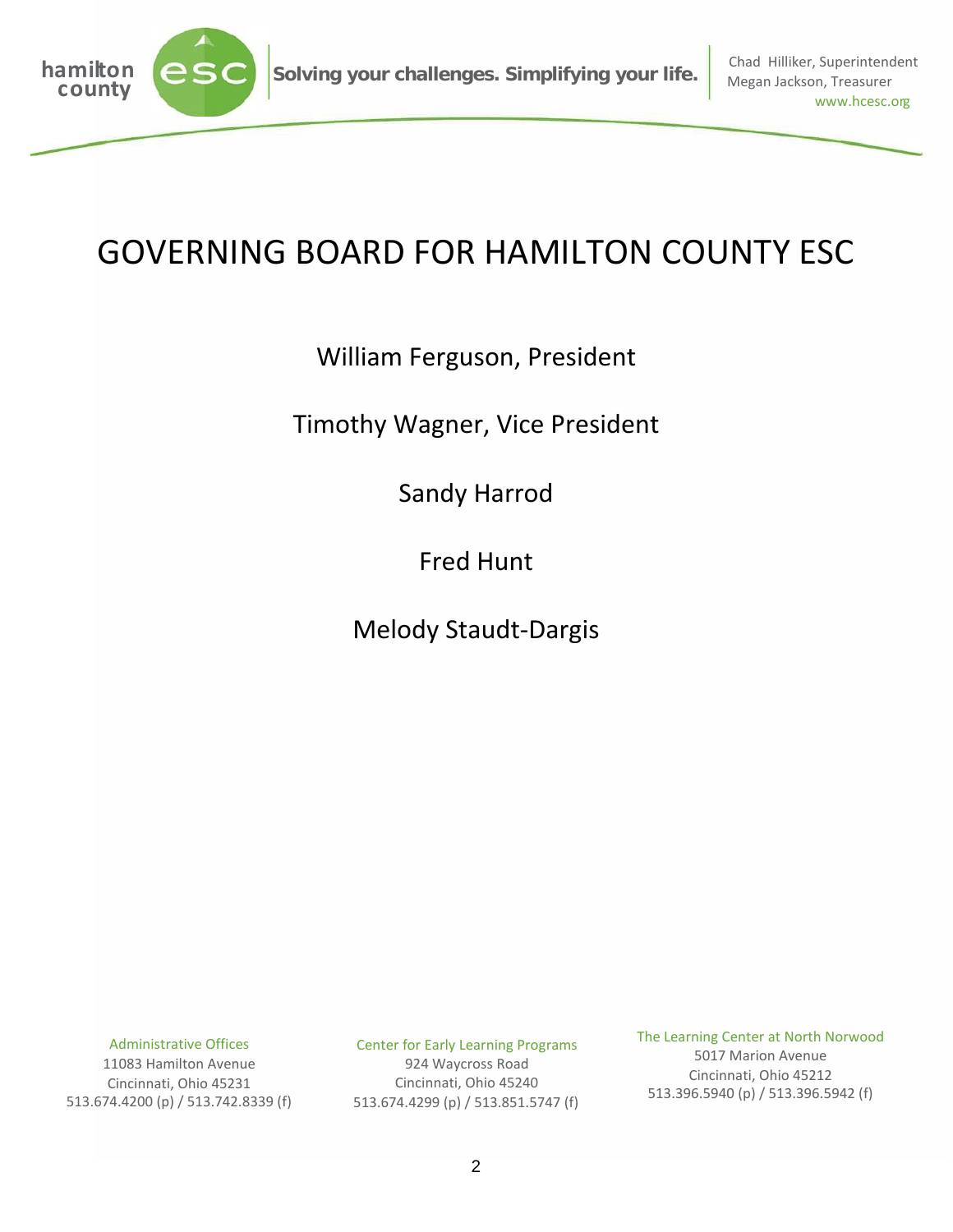# GOVERNING BOARD FOR HAMILTON COUNTY ESC

William Ferguson, President

Timothy Wagner, Vice President

Sandy Harrod

Fred Hunt

Melody Staudt-Dargis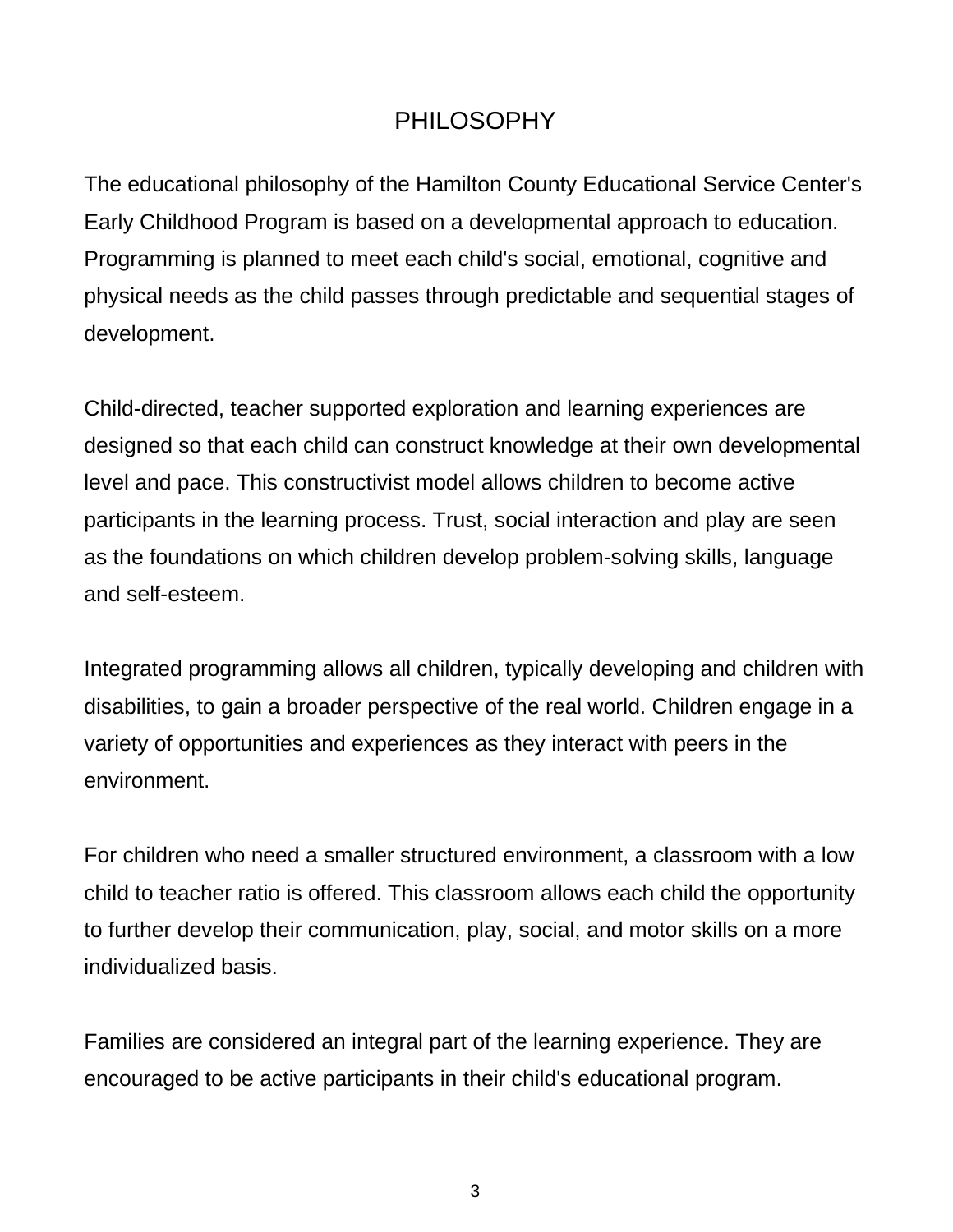# PHILOSOPHY

The educational philosophy of the Hamilton County Educational Service Center's Early Childhood Program is based on a developmental approach to education. Programming is planned to meet each child's social, emotional, cognitive and physical needs as the child passes through predictable and sequential stages of development.

Child-directed, teacher supported exploration and learning experiences are designed so that each child can construct knowledge at their own developmental level and pace. This constructivist model allows children to become active participants in the learning process. Trust, social interaction and play are seen as the foundations on which children develop problem-solving skills, language and self-esteem.

Integrated programming allows all children, typically developing and children with disabilities, to gain a broader perspective of the real world. Children engage in a variety of opportunities and experiences as they interact with peers in the environment.

For children who need a smaller structured environment, a classroom with a low child to teacher ratio is offered. This classroom allows each child the opportunity to further develop their communication, play, social, and motor skills on a more individualized basis.

Families are considered an integral part of the learning experience. They are encouraged to be active participants in their child's educational program.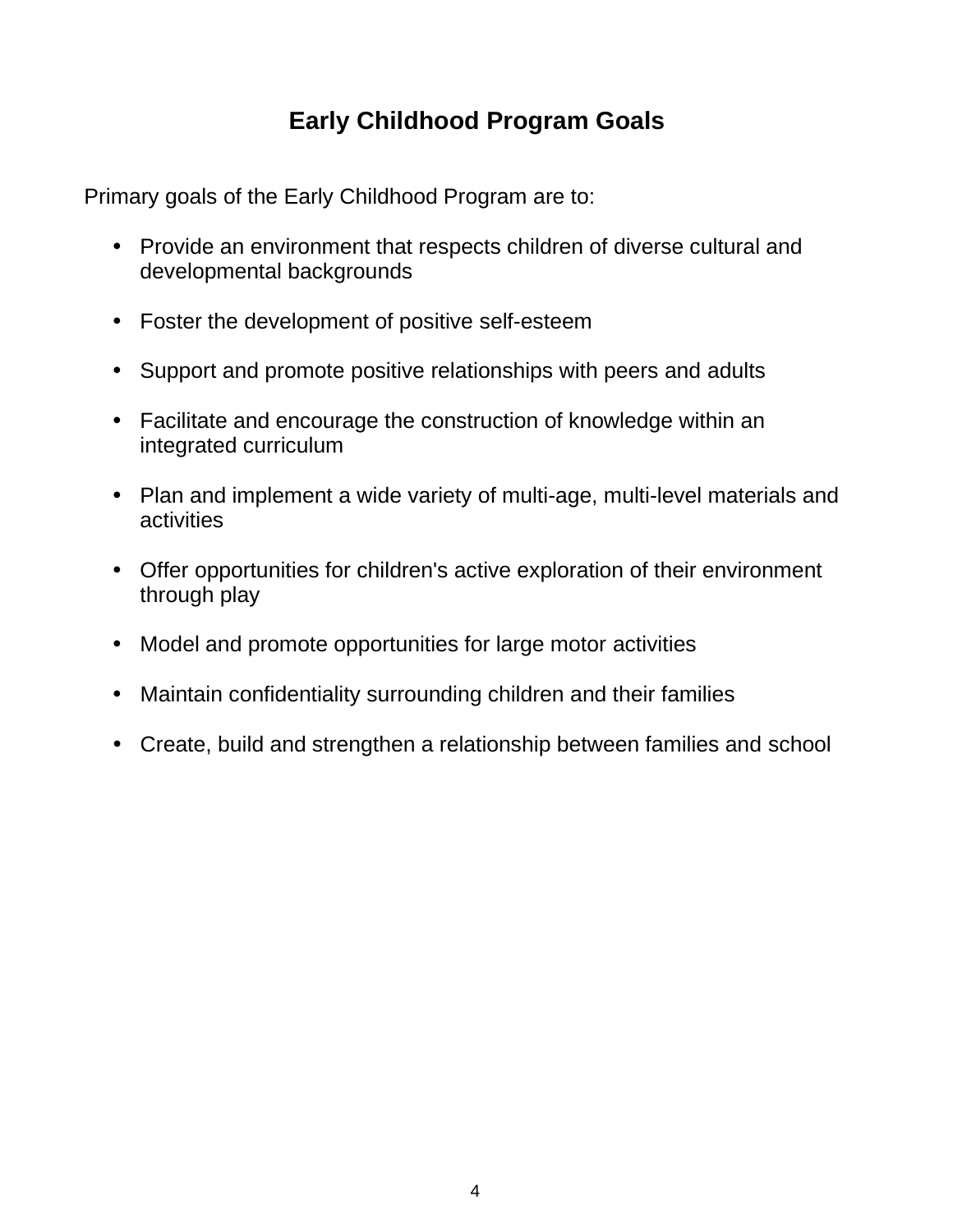# Early Childhood Program Goals

Primary goals of the Early Childhood Program are to:

- Provide an environment that respects children of diverse cultural and developmental backgrounds
- Foster the development of positive self-esteem
- Support and promote positive relationships with peers and adults
- Facilitate and encourage the construction of knowledge within an integrated curriculum
- Plan and implement a wide variety of multi-age, multi-level materials and activities
- Offer opportunities for children's active exploration of their environment through play
- Model and promote opportunities for large motor activities
- Maintain confidentiality surrounding children and their families
- Create, build and strengthen a relationship between families and school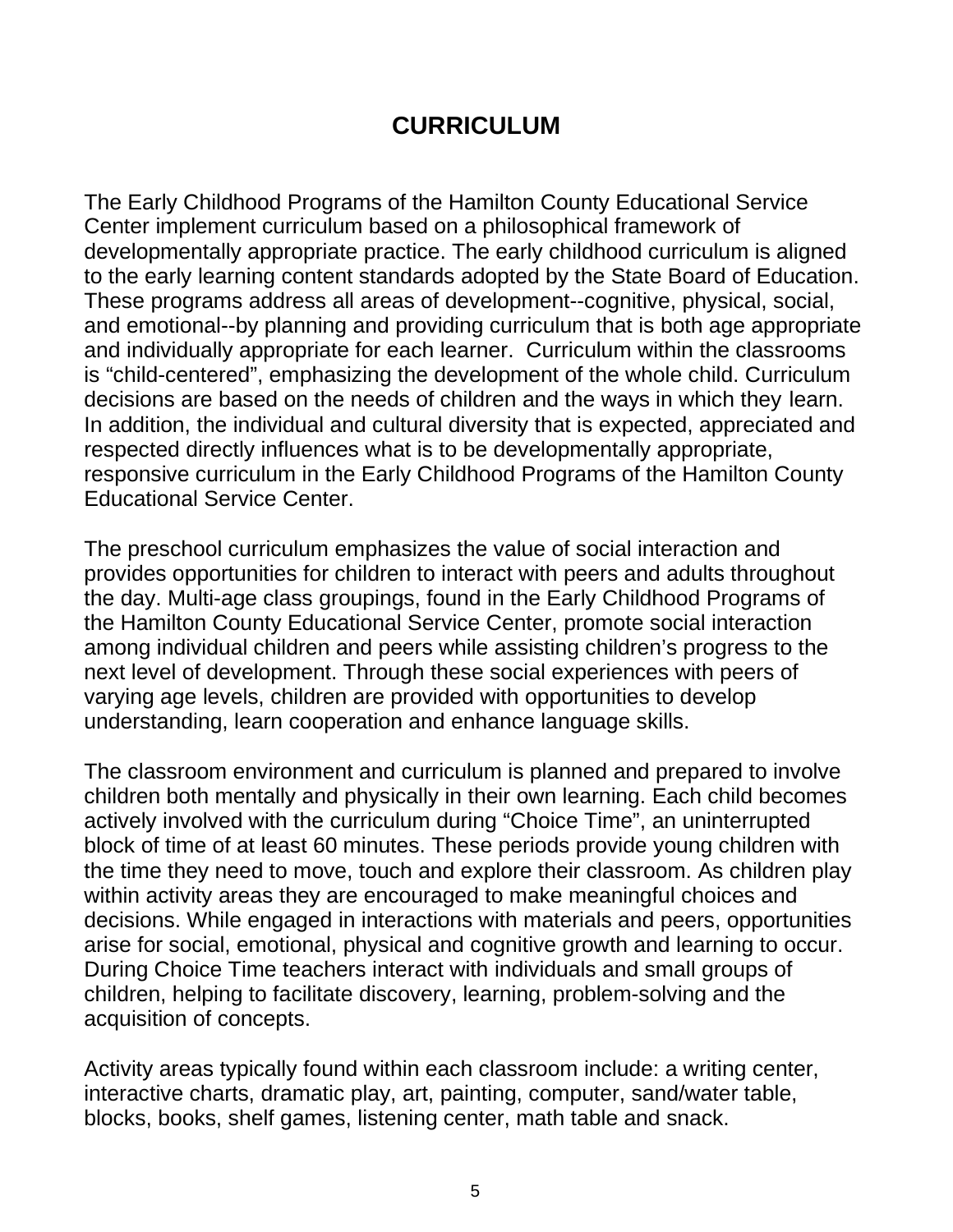# CURRICULUM

The Early Childhood Programs of the Hamilton County Educational Service Center implement curriculum based on a philosophical framework of developmentally appropriate practice. The early childhood curriculum is aligned to the early learning content standards adopted by the State Board of Education. These programs address all areas of development--cognitive, physical, social, and emotional--by planning and providing curriculum that is both age appropriate and individually appropriate for each learner. Curriculum within the classrooms is "child-centered", emphasizing the development of the whole child. Curriculum decisions are based on the needs of children and the ways in which they learn. In addition, the individual and cultural diversity that is expected, appreciated and respected directly influences what is to be developmentally appropriate, responsive curriculum in the Early Childhood Programs of the Hamilton County Educational Service Center.

The preschool curriculum emphasizes the value of social interaction and provides opportunities for children to interact with peers and adults throughout the day. Multi-age class groupings, found in the Early Childhood Programs of the Hamilton County Educational Service Center, promote social interaction among individual children and peers while assisting children's progress to the next level of development. Through these social experiences with peers of varying age levels, children are provided with opportunities to develop understanding, learn cooperation and enhance language skills.

The classroom environment and curriculum is planned and prepared to involve children both mentally and physically in their own learning. Each child becomes actively involved with the curriculum during "Choice Time", an uninterrupted block of time of at least 60 minutes. These periods provide young children with the time they need to move, touch and explore their classroom. As children play within activity areas they are encouraged to make meaningful choices and decisions. While engaged in interactions with materials and peers, opportunities arise for social, emotional, physical and cognitive growth and learning to occur. During Choice Time teachers interact with individuals and small groups of children, helping to facilitate discovery, learning, problem-solving and the acquisition of concepts.

Activity areas typically found within each classroom include: a writing center, interactive charts, dramatic play, art, painting, computer, sand/water table, blocks, books, shelf games, listening center, math table and snack.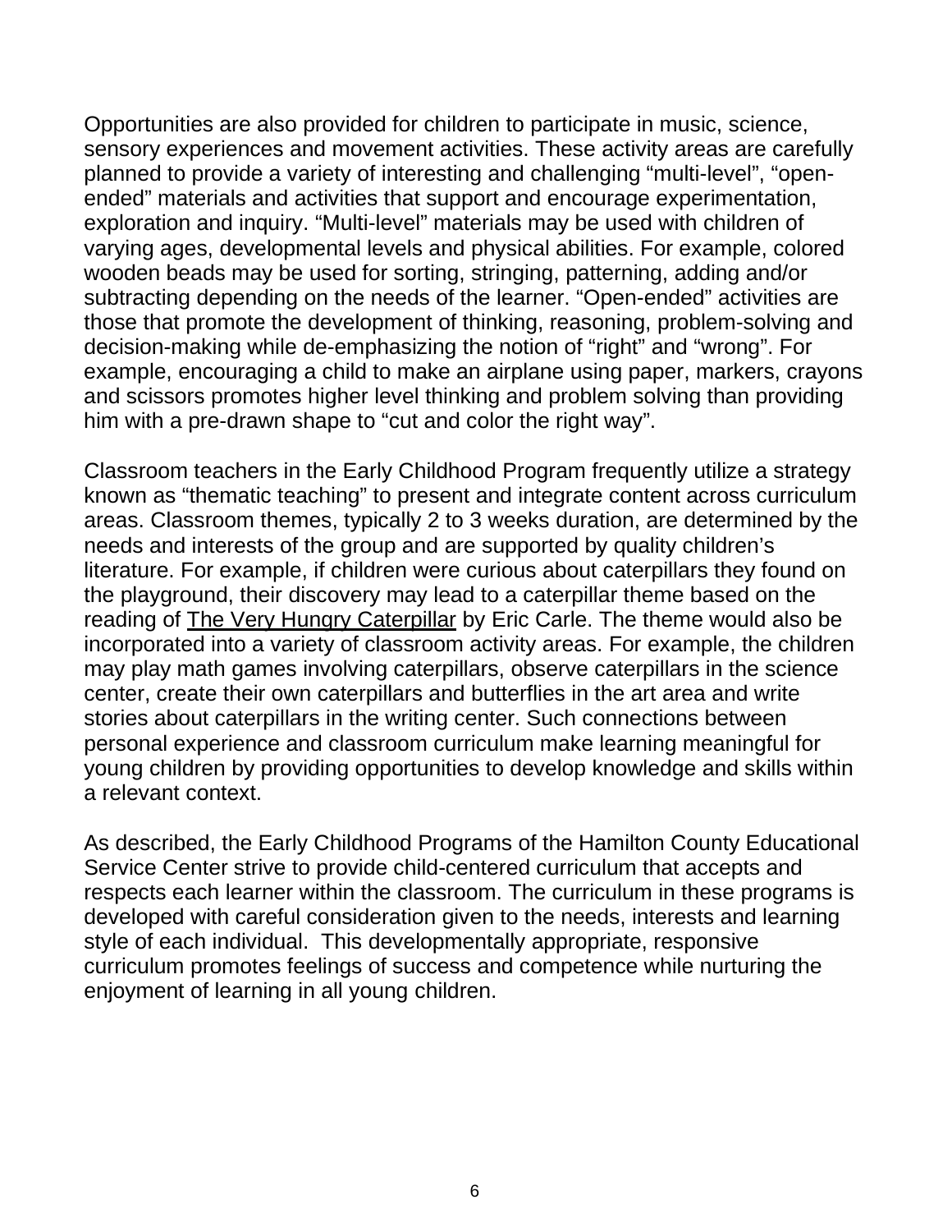Opportunities are also provided for children to participate in music, science, sensory experiences and movement activities. These activity areas are carefully planned to provide a variety of interesting and challenging “multi-level”, “open-ended” materials and activities that support and encourage experimentation, exploration and inquiry. “Multi-level” materials may be used with children of varying ages, developmental levels and physical abilities. For example, colored wooden beads may be used for sorting, stringing, patterning, adding and/or subtracting depending on the needs of the learner. “Open-ended” activities are those that promote the development of thinking, reasoning, problem-solving and decision-making while de-emphasizing the notion of “right” and “wrong”. For example, encouraging a child to make an airplane using paper, markers, crayons and scissors promotes higher level thinking and problem solving than providing him with a pre-drawn shape to “cut and color the right way”.

Classroom teachers in the Early Childhood Program frequently utilize a strategy known as “thematic teaching” to present and integrate content across curriculum areas. Classroom themes, typically 2 to 3 weeks duration, are determined by the needs and interests of the group and are supported by quality children’s literature. For example, if children were curious about caterpillars they found on the playground, their discovery may lead to a caterpillar theme based on the reading of <u>The Very Hungry Caterpillar</u> by Eric Carle. The theme would also be incorporated into a variety of classroom activity areas. For example, the children may play math games involving caterpillars, observe caterpillars in the science center, create their own caterpillars and butterflies in the art area and write stories about caterpillars in the writing center. Such connections between personal experience and classroom curriculum make learning meaningful for young children by providing opportunities to develop knowledge and skills within a relevant context.

As described, the Early Childhood Programs of the Hamilton County Educational Service Center strive to provide child-centered curriculum that accepts and respects each learner within the classroom. The curriculum in these programs is developed with careful consideration given to the needs, interests and learning style of each individual. This developmentally appropriate, responsive curriculum promotes feelings of success and competence while nurturing the enjoyment of learning in all young children.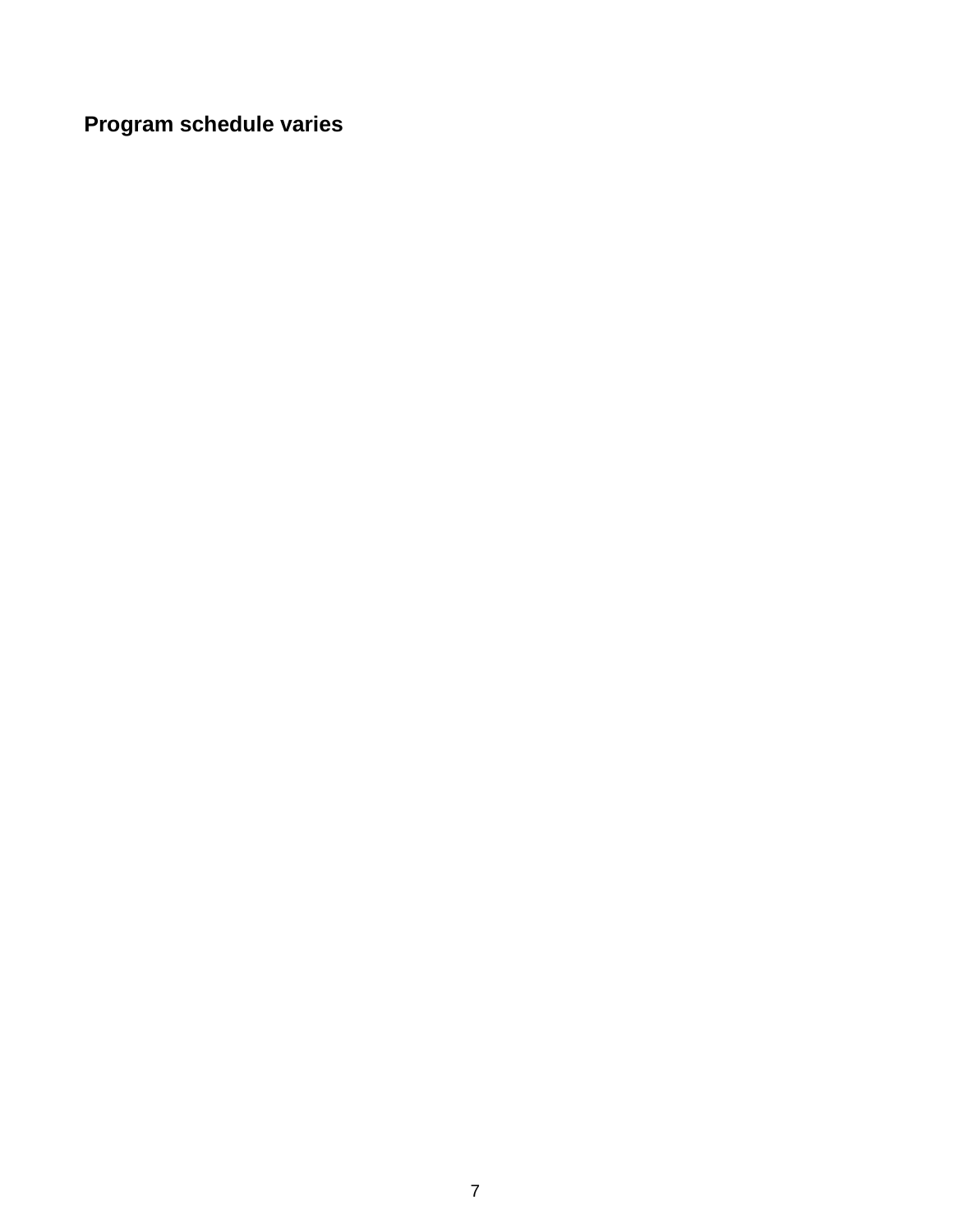**Program schedule varies**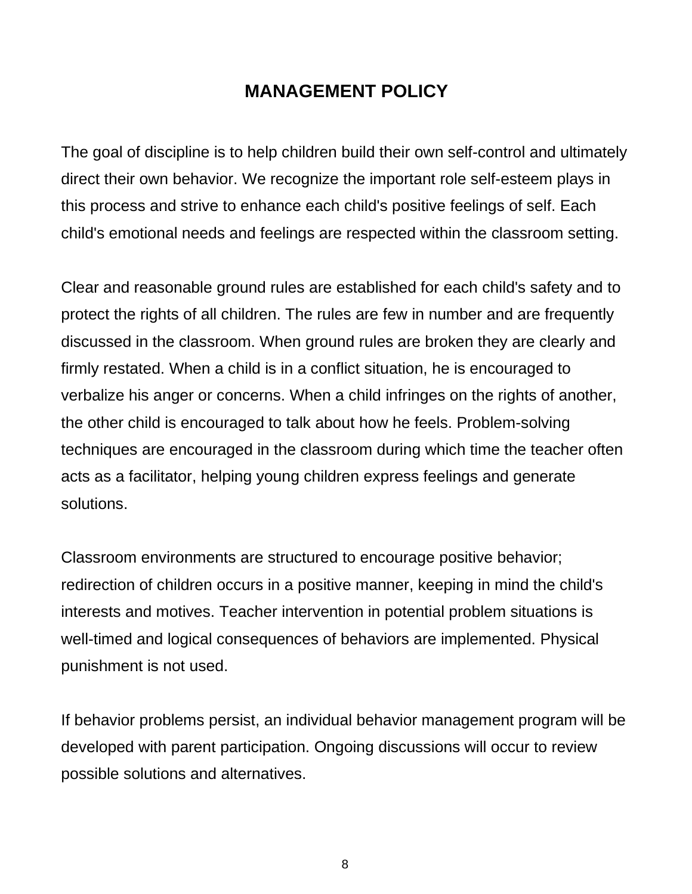## MANAGEMENT POLICY

The goal of discipline is to help children build their own self-control and ultimately direct their own behavior. We recognize the important role self-esteem plays in this process and strive to enhance each child's positive feelings of self. Each child's emotional needs and feelings are respected within the classroom setting.

Clear and reasonable ground rules are established for each child's safety and to protect the rights of all children. The rules are few in number and are frequently discussed in the classroom. When ground rules are broken they are clearly and firmly restated. When a child is in a conflict situation, he is encouraged to verbalize his anger or concerns. When a child infringes on the rights of another, the other child is encouraged to talk about how he feels. Problem-solving techniques are encouraged in the classroom during which time the teacher often acts as a facilitator, helping young children express feelings and generate solutions.

Classroom environments are structured to encourage positive behavior; redirection of children occurs in a positive manner, keeping in mind the child's interests and motives. Teacher intervention in potential problem situations is well-timed and logical consequences of behaviors are implemented. Physical punishment is not used.

If behavior problems persist, an individual behavior management program will be developed with parent participation. Ongoing discussions will occur to review possible solutions and alternatives.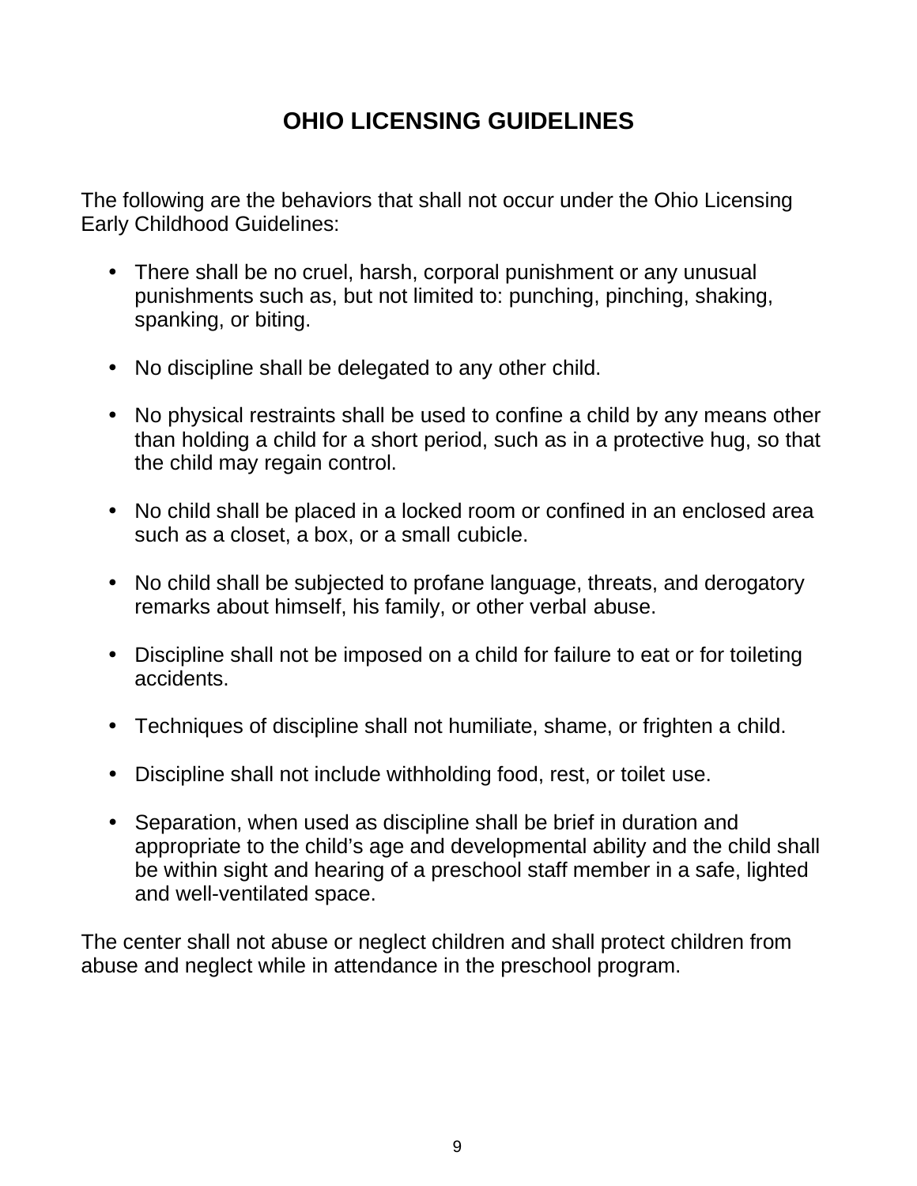# OHIO LICENSING GUIDELINES

The following are the behaviors that shall not occur under the Ohio Licensing Early Childhood Guidelines:

- There shall be no cruel, harsh, corporal punishment or any unusual punishments such as, but not limited to: punching, pinching, shaking, spanking, or biting.
- No discipline shall be delegated to any other child.
- No physical restraints shall be used to confine a child by any means other than holding a child for a short period, such as in a protective hug, so that the child may regain control.
- No child shall be placed in a locked room or confined in an enclosed area such as a closet, a box, or a small cubicle.
- No child shall be subjected to profane language, threats, and derogatory remarks about himself, his family, or other verbal abuse.
- Discipline shall not be imposed on a child for failure to eat or for toileting accidents.
- Techniques of discipline shall not humiliate, shame, or frighten a child.
- Discipline shall not include withholding food, rest, or toilet use.
- Separation, when used as discipline shall be brief in duration and appropriate to the child's age and developmental ability and the child shall be within sight and hearing of a preschool staff member in a safe, lighted and well-ventilated space.

The center shall not abuse or neglect children and shall protect children from abuse and neglect while in attendance in the preschool program.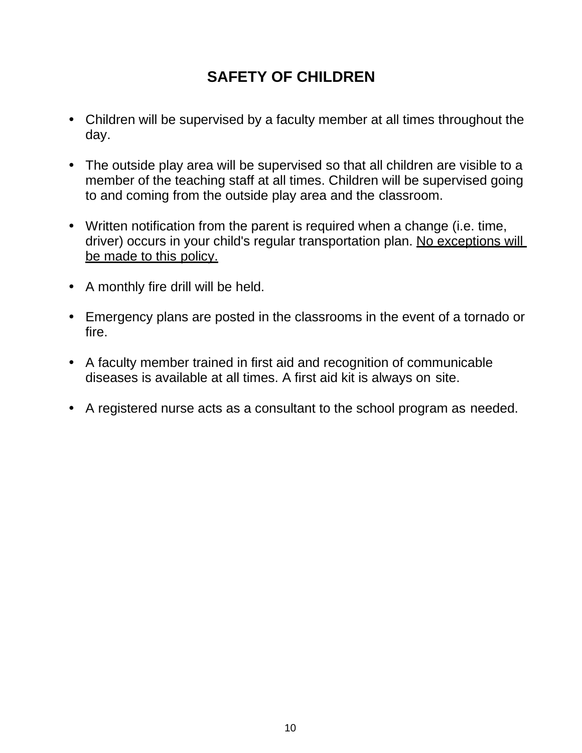## SAFETY OF CHILDREN

- Children will be supervised by a faculty member at all times throughout the day.
- The outside play area will be supervised so that all children are visible to a member of the teaching staff at all times. Children will be supervised going to and coming from the outside play area and the classroom.
- Written notification from the parent is required when a change (i.e. time, driver) occurs in your child's regular transportation plan. <u>No exceptions will be made to this policy.</u>
- A monthly fire drill will be held.
- Emergency plans are posted in the classrooms in the event of a tornado or fire.
- A faculty member trained in first aid and recognition of communicable diseases is available at all times. A first aid kit is always on site.
- A registered nurse acts as a consultant to the school program as needed.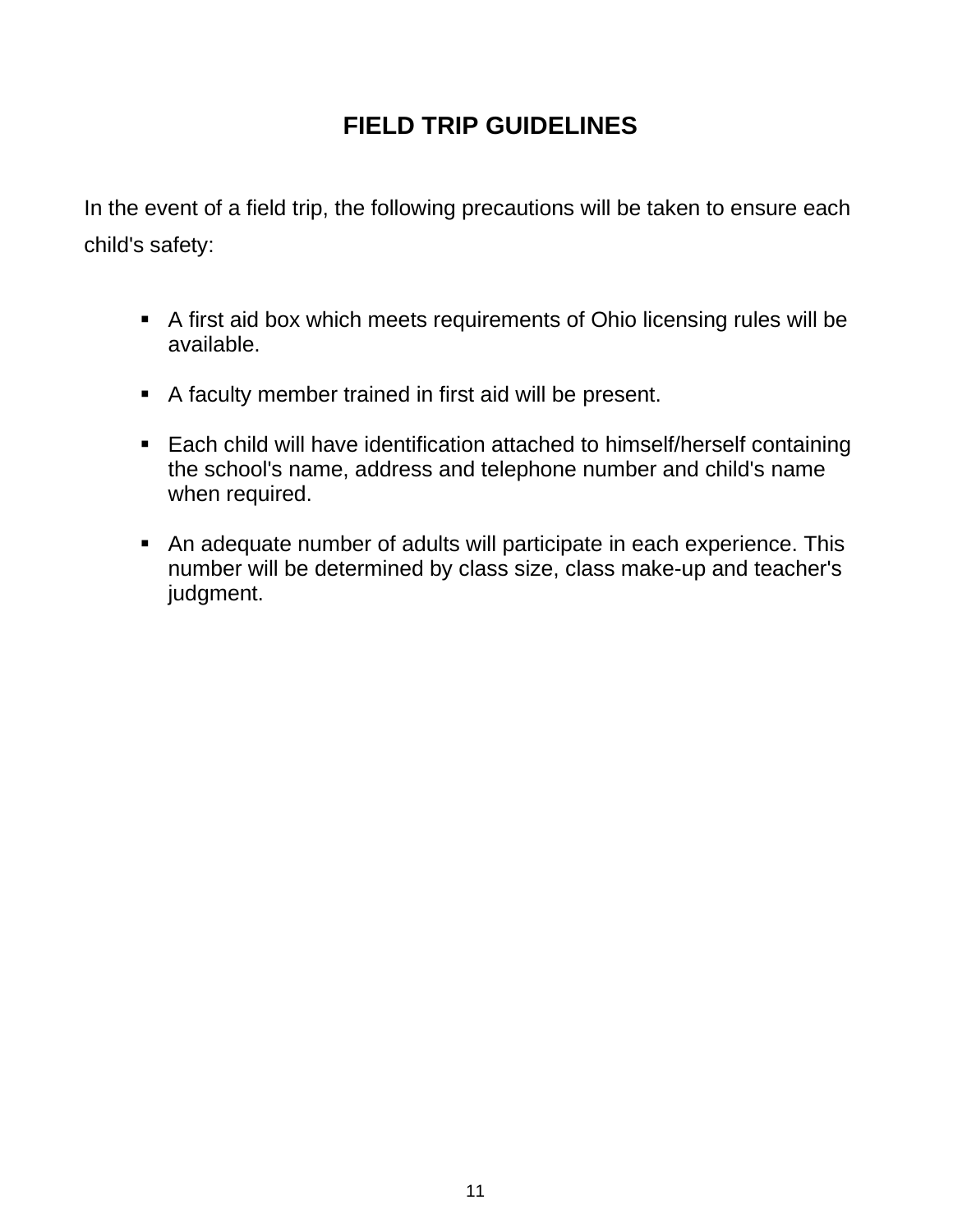# FIELD TRIP GUIDELINES

In the event of a field trip, the following precautions will be taken to ensure each child's safety:

- A first aid box which meets requirements of Ohio licensing rules will be available.
- A faculty member trained in first aid will be present.
- Each child will have identification attached to himself/herself containing the school's name, address and telephone number and child's name when required.
- An adequate number of adults will participate in each experience. This number will be determined by class size, class make-up and teacher's judgment.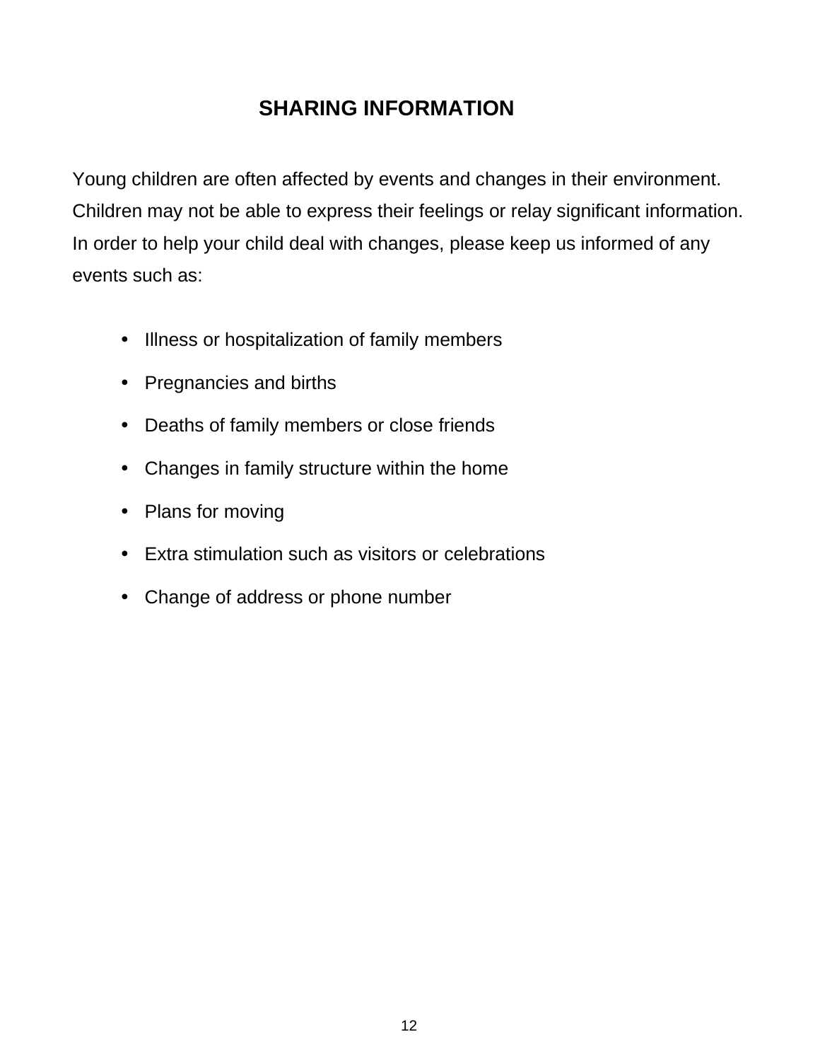# SHARING INFORMATION

Young children are often affected by events and changes in their environment. Children may not be able to express their feelings or relay significant information. In order to help your child deal with changes, please keep us informed of any events such as:

- Illness or hospitalization of family members
- Pregnancies and births
- Deaths of family members or close friends
- Changes in family structure within the home
- Plans for moving
- Extra stimulation such as visitors or celebrations
- Change of address or phone number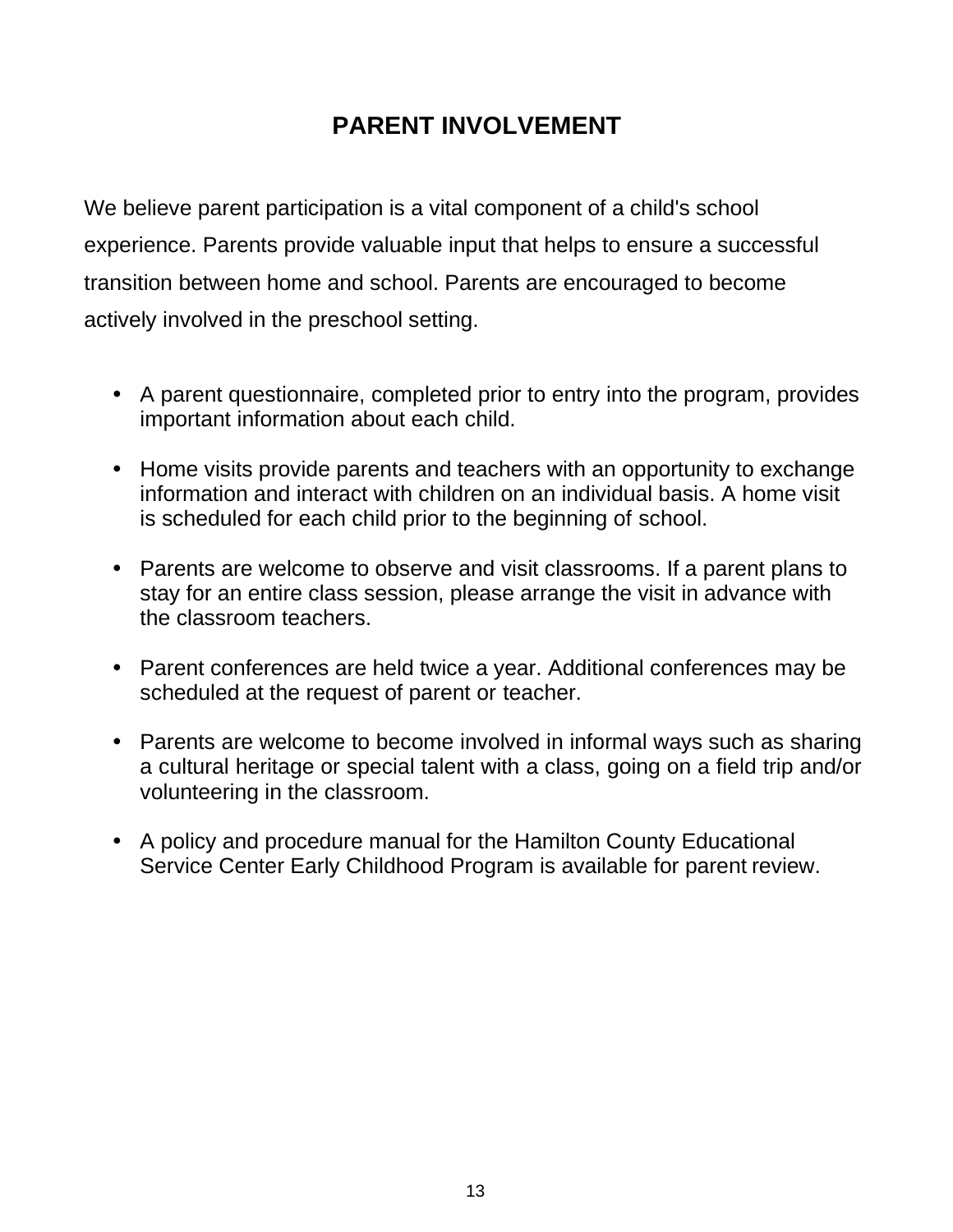# PARENT INVOLVEMENT

We believe parent participation is a vital component of a child's school experience. Parents provide valuable input that helps to ensure a successful transition between home and school. Parents are encouraged to become actively involved in the preschool setting.

- A parent questionnaire, completed prior to entry into the program, provides important information about each child.
- Home visits provide parents and teachers with an opportunity to exchange information and interact with children on an individual basis. A home visit is scheduled for each child prior to the beginning of school.
- Parents are welcome to observe and visit classrooms. If a parent plans to stay for an entire class session, please arrange the visit in advance with the classroom teachers.
- Parent conferences are held twice a year. Additional conferences may be scheduled at the request of parent or teacher.
- Parents are welcome to become involved in informal ways such as sharing a cultural heritage or special talent with a class, going on a field trip and/or volunteering in the classroom.
- A policy and procedure manual for the Hamilton County Educational Service Center Early Childhood Program is available for parent review.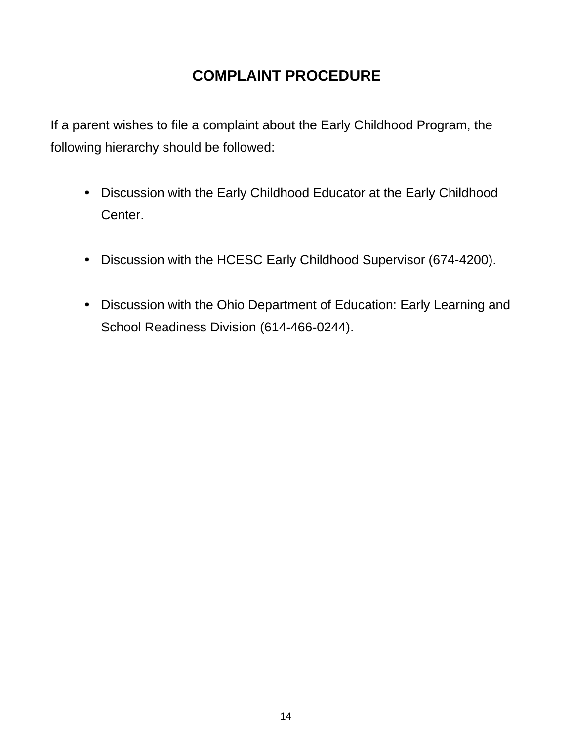# COMPLAINT PROCEDURE

If a parent wishes to file a complaint about the Early Childhood Program, the following hierarchy should be followed:

- Discussion with the Early Childhood Educator at the Early Childhood Center.
- Discussion with the HCESC Early Childhood Supervisor (674-4200).
- Discussion with the Ohio Department of Education: Early Learning and School Readiness Division (614-466-0244).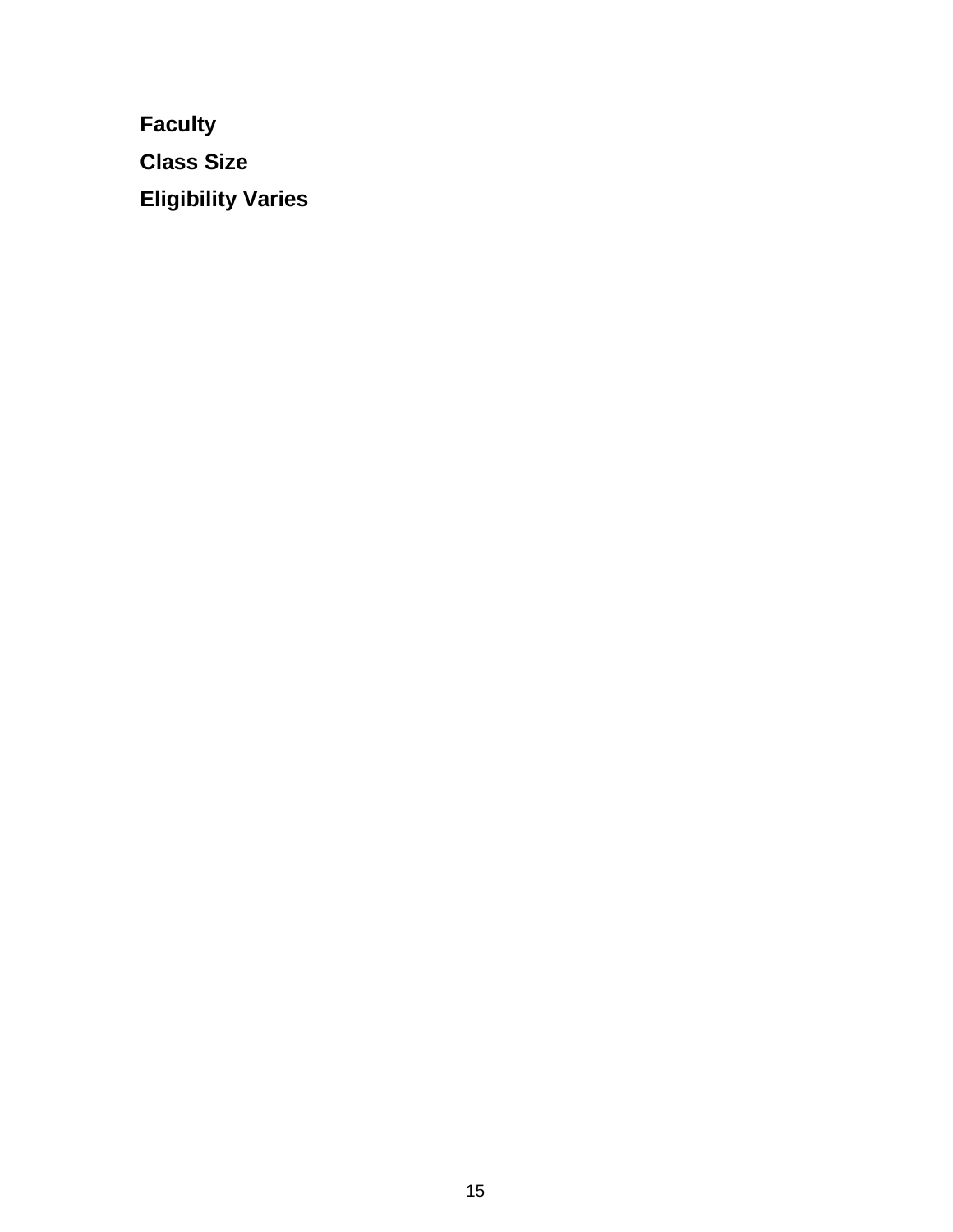**Faculty**

**Class Size**

**Eligibility Varies**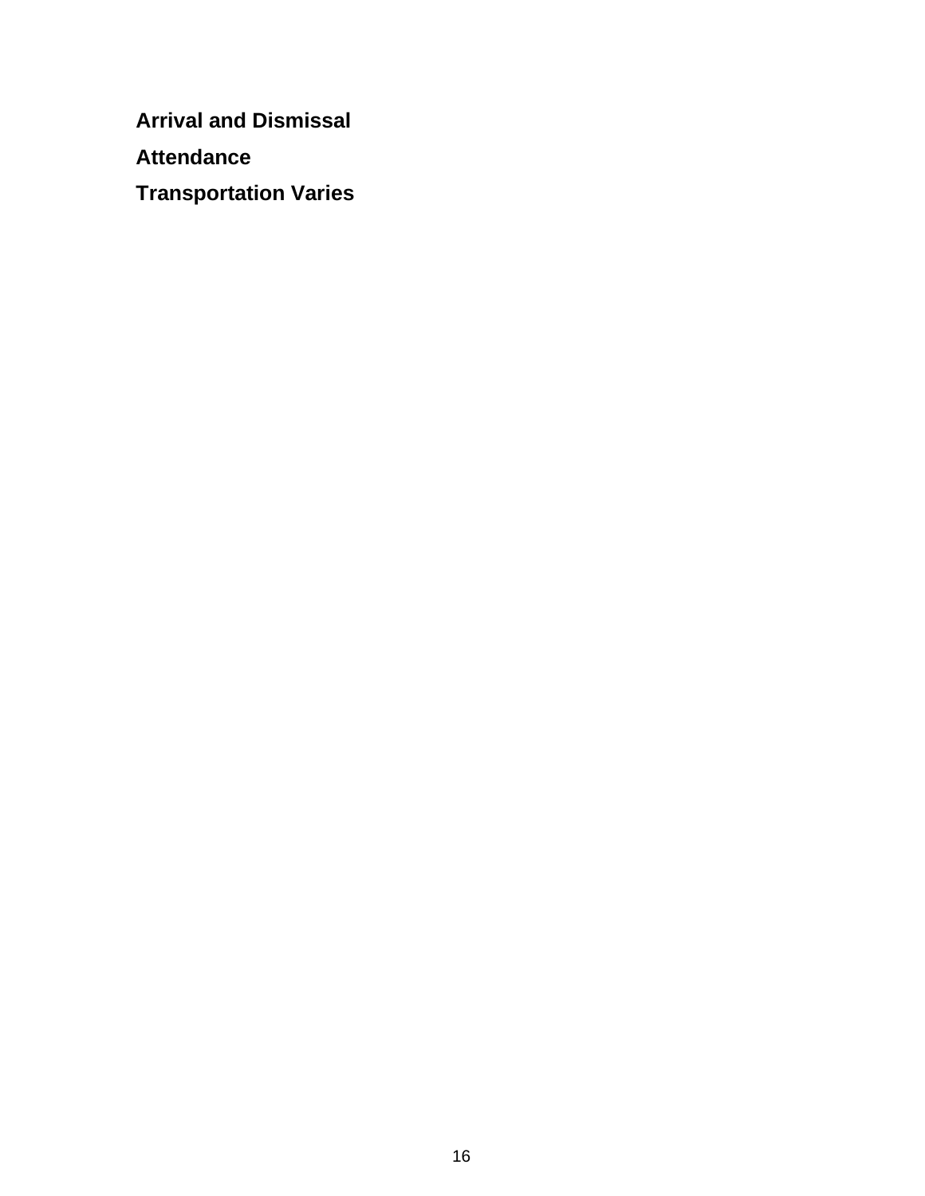**Arrival and Dismissal**

**Attendance**

**Transportation Varies**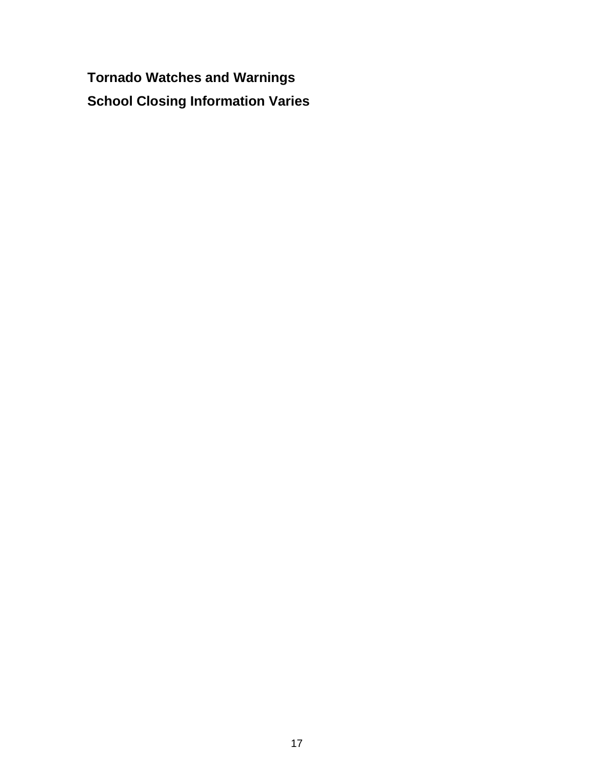**Tornado Watches and Warnings**

**School Closing Information Varies**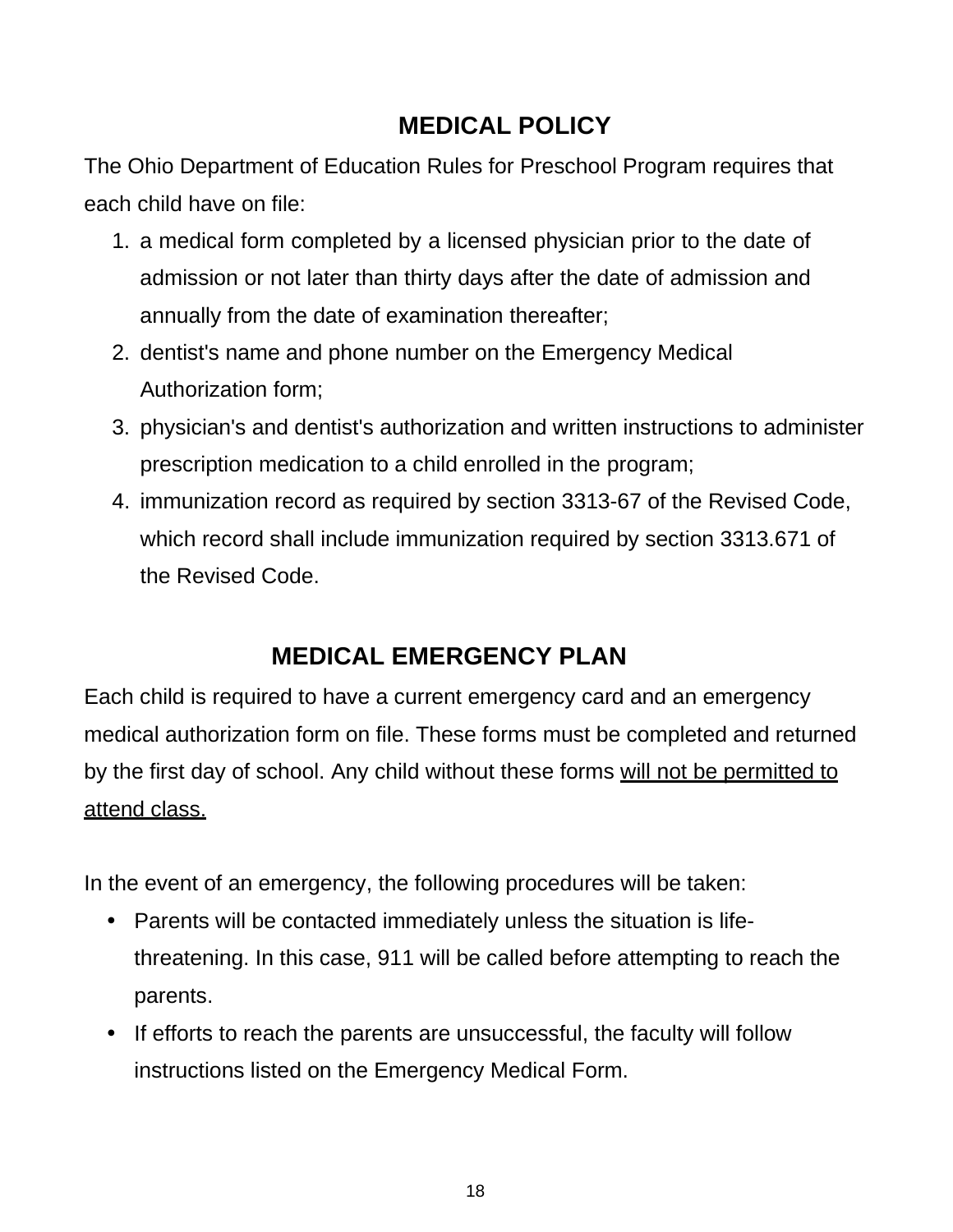## MEDICAL POLICY

The Ohio Department of Education Rules for Preschool Program requires that each child have on file:

1. a medical form completed by a licensed physician prior to the date of admission or not later than thirty days after the date of admission and annually from the date of examination thereafter;
2. dentist's name and phone number on the Emergency Medical Authorization form;
3. physician's and dentist's authorization and written instructions to administer prescription medication to a child enrolled in the program;
4. immunization record as required by section 3313-67 of the Revised Code, which record shall include immunization required by section 3313.671 of the Revised Code.

## MEDICAL EMERGENCY PLAN

Each child is required to have a current emergency card and an emergency medical authorization form on file. These forms must be completed and returned by the first day of school. Any child without these forms <u>will not be permitted to attend class.</u>

In the event of an emergency, the following procedures will be taken:

- Parents will be contacted immediately unless the situation is life-threatening. In this case, 911 will be called before attempting to reach the parents.
- If efforts to reach the parents are unsuccessful, the faculty will follow instructions listed on the Emergency Medical Form.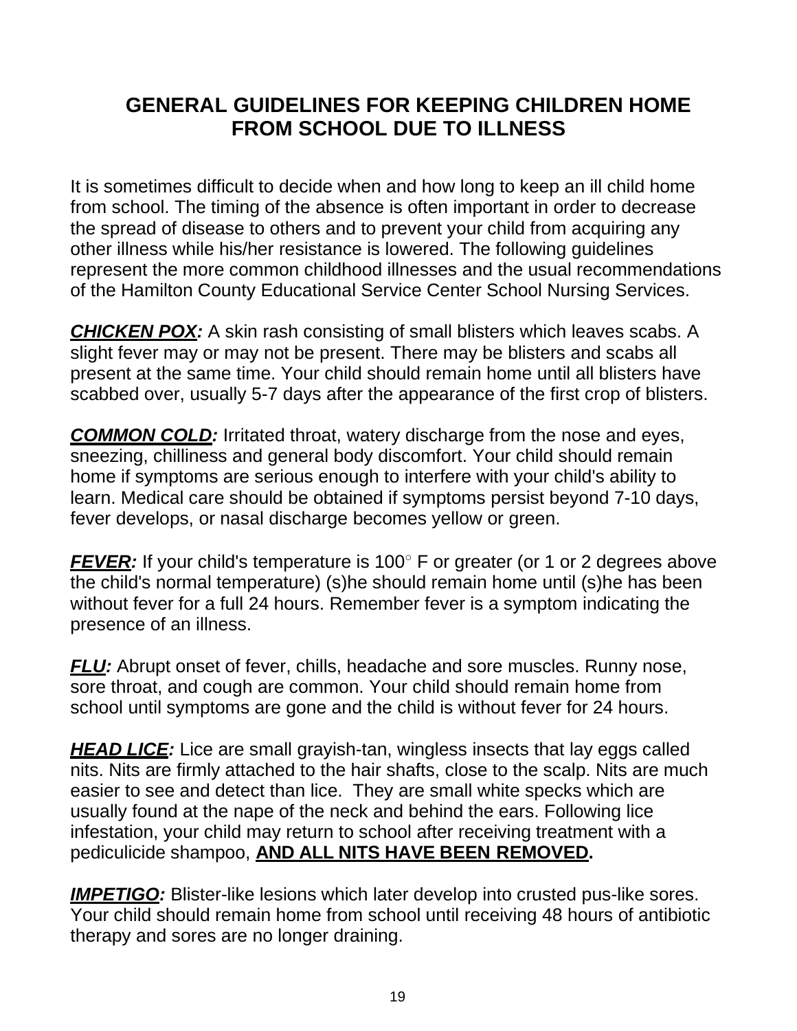# GENERAL GUIDELINES FOR KEEPING CHILDREN HOME FROM SCHOOL DUE TO ILLNESS

It is sometimes difficult to decide when and how long to keep an ill child home from school. The timing of the absence is often important in order to decrease the spread of disease to others and to prevent your child from acquiring any other illness while his/her resistance is lowered. The following guidelines represent the more common childhood illnesses and the usual recommendations of the Hamilton County Educational Service Center School Nursing Services.

***CHICKEN POX:*** A skin rash consisting of small blisters which leaves scabs. A slight fever may or may not be present. There may be blisters and scabs all present at the same time. Your child should remain home until all blisters have scabbed over, usually 5-7 days after the appearance of the first crop of blisters.

***COMMON COLD:*** Irritated throat, watery discharge from the nose and eyes, sneezing, chilliness and general body discomfort. Your child should remain home if symptoms are serious enough to interfere with your child's ability to learn. Medical care should be obtained if symptoms persist beyond 7-10 days, fever develops, or nasal discharge becomes yellow or green.

***FEVER:*** If your child's temperature is 100° F or greater (or 1 or 2 degrees above the child's normal temperature) (s)he should remain home until (s)he has been without fever for a full 24 hours. Remember fever is a symptom indicating the presence of an illness.

***FLU:*** Abrupt onset of fever, chills, headache and sore muscles. Runny nose, sore throat, and cough are common. Your child should remain home from school until symptoms are gone and the child is without fever for 24 hours.

***HEAD LICE:*** Lice are small grayish-tan, wingless insects that lay eggs called nits. Nits are firmly attached to the hair shafts, close to the scalp. Nits are much easier to see and detect than lice. They are small white specks which are usually found at the nape of the neck and behind the ears. Following lice infestation, your child may return to school after receiving treatment with a pediculicide shampoo, **AND ALL NITS HAVE BEEN REMOVED.**

***IMPETIGO:*** Blister-like lesions which later develop into crusted pus-like sores. Your child should remain home from school until receiving 48 hours of antibiotic therapy and sores are no longer draining.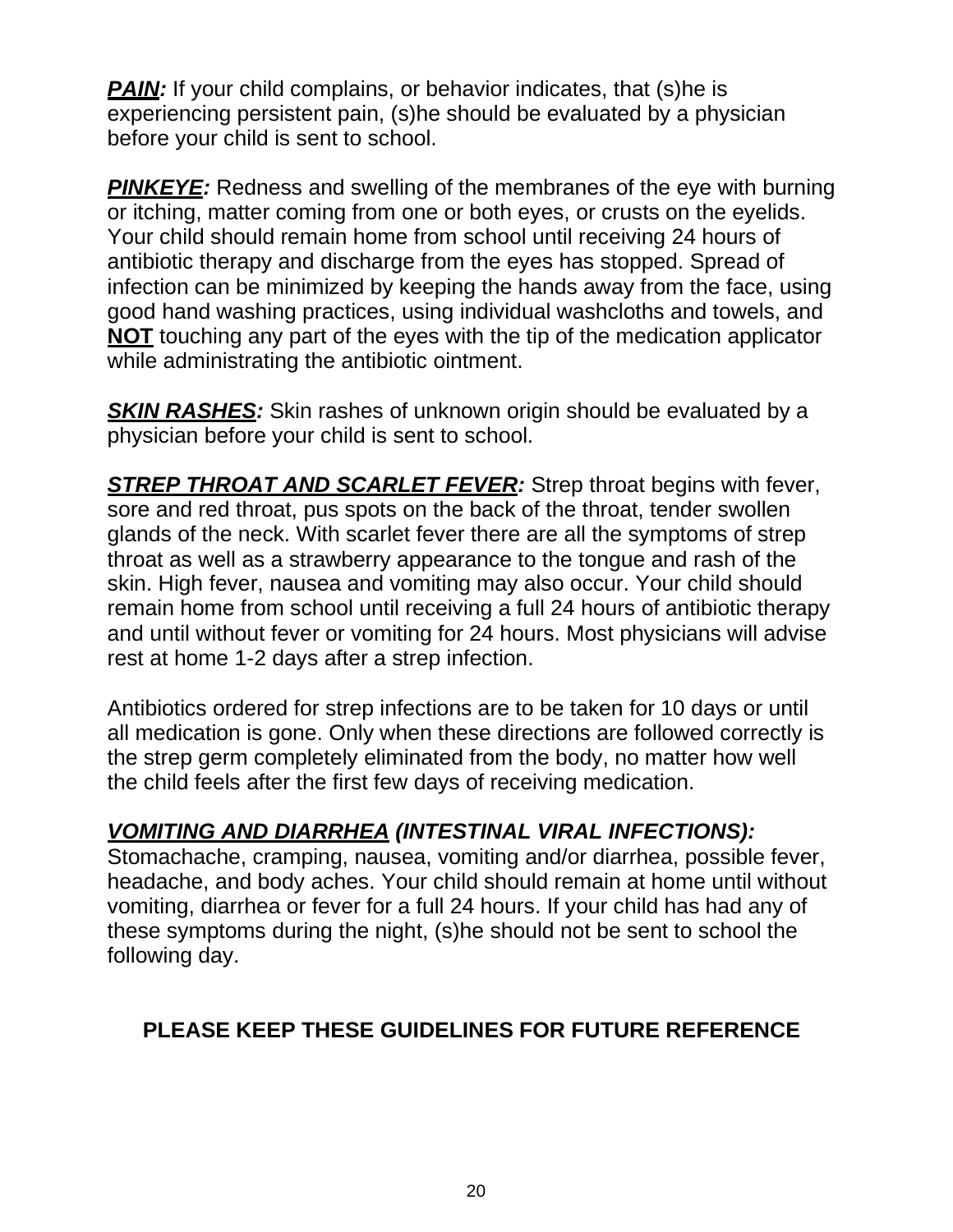***PAIN:*** If your child complains, or behavior indicates, that (s)he is experiencing persistent pain, (s)he should be evaluated by a physician before your child is sent to school.

***PINKEYE:*** Redness and swelling of the membranes of the eye with burning or itching, matter coming from one or both eyes, or crusts on the eyelids. Your child should remain home from school until receiving 24 hours of antibiotic therapy and discharge from the eyes has stopped. Spread of infection can be minimized by keeping the hands away from the face, using good hand washing practices, using individual washcloths and towels, and **NOT** touching any part of the eyes with the tip of the medication applicator while administrating the antibiotic ointment.

***SKIN RASHES:*** Skin rashes of unknown origin should be evaluated by a physician before your child is sent to school.

***STREP THROAT AND SCARLET FEVER:*** Strep throat begins with fever, sore and red throat, pus spots on the back of the throat, tender swollen glands of the neck. With scarlet fever there are all the symptoms of strep throat as well as a strawberry appearance to the tongue and rash of the skin. High fever, nausea and vomiting may also occur. Your child should remain home from school until receiving a full 24 hours of antibiotic therapy and until without fever or vomiting for 24 hours. Most physicians will advise rest at home 1-2 days after a strep infection.

Antibiotics ordered for strep infections are to be taken for 10 days or until all medication is gone. Only when these directions are followed correctly is the strep germ completely eliminated from the body, no matter how well the child feels after the first few days of receiving medication.

***VOMITING AND DIARRHEA (INTESTINAL VIRAL INFECTIONS):*** Stomachache, cramping, nausea, vomiting and/or diarrhea, possible fever, headache, and body aches. Your child should remain at home until without vomiting, diarrhea or fever for a full 24 hours. If your child has had any of these symptoms during the night, (s)he should not be sent to school the following day.

**PLEASE KEEP THESE GUIDELINES FOR FUTURE REFERENCE**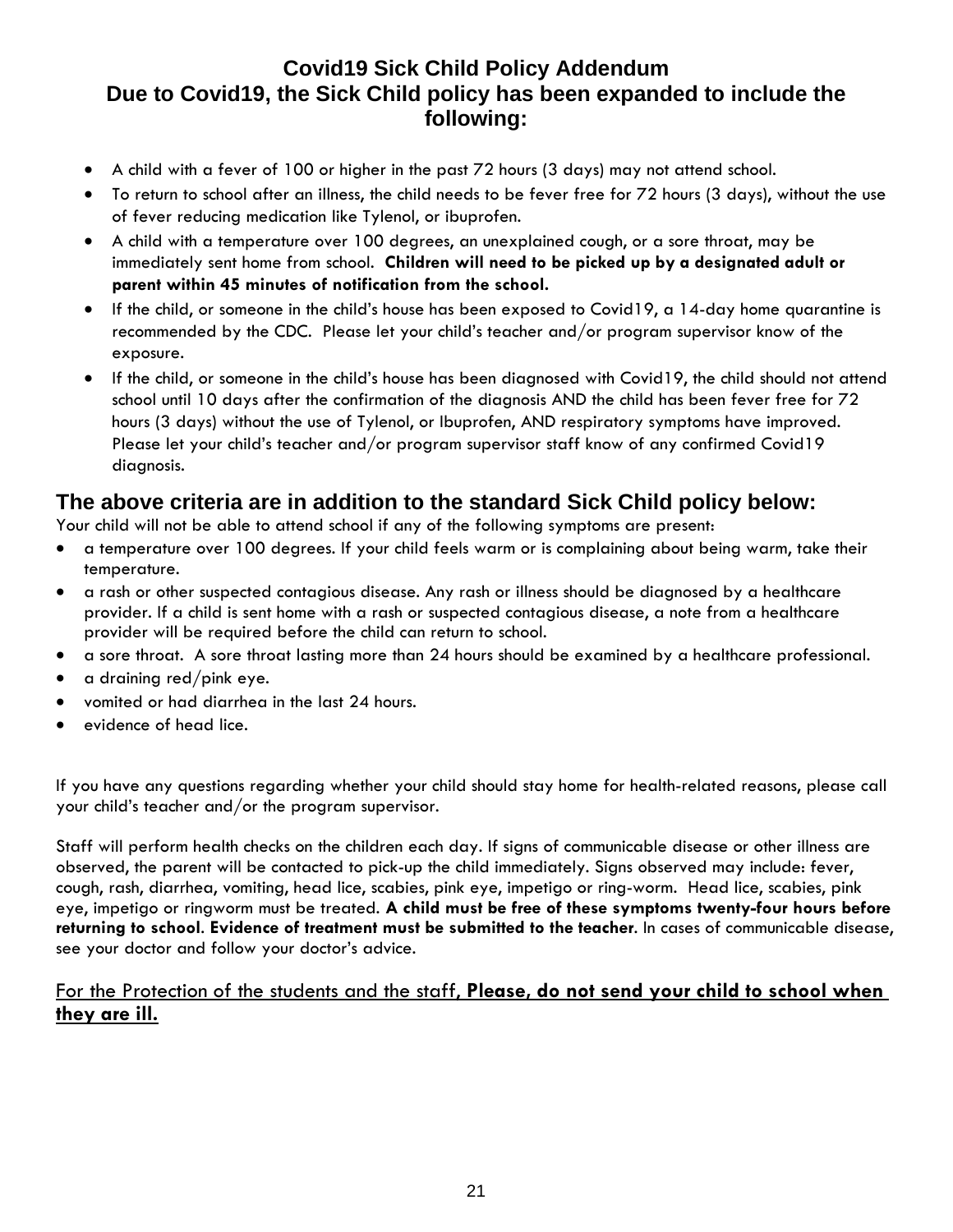# Covid19 Sick Child Policy Addendum
## Due to Covid19, the Sick Child policy has been expanded to include the following:

- A child with a fever of 100 or higher in the past 72 hours (3 days) may not attend school.
- To return to school after an illness, the child needs to be fever free for 72 hours (3 days), without the use of fever reducing medication like Tylenol, or ibuprofen.
- A child with a temperature over 100 degrees, an unexplained cough, or a sore throat, may be immediately sent home from school. **Children will need to be picked up by a designated adult or parent within 45 minutes of notification from the school.**
- If the child, or someone in the child's house has been exposed to Covid19, a 14-day home quarantine is recommended by the CDC. Please let your child's teacher and/or program supervisor know of the exposure.
- If the child, or someone in the child's house has been diagnosed with Covid19, the child should not attend school until 10 days after the confirmation of the diagnosis AND the child has been fever free for 72 hours (3 days) without the use of Tylenol, or Ibuprofen, AND respiratory symptoms have improved. Please let your child's teacher and/or program supervisor staff know of any confirmed Covid19 diagnosis.

## The above criteria are in addition to the standard Sick Child policy below:

Your child will not be able to attend school if any of the following symptoms are present:

- a temperature over 100 degrees. If your child feels warm or is complaining about being warm, take their temperature.
- a rash or other suspected contagious disease. Any rash or illness should be diagnosed by a healthcare provider. If a child is sent home with a rash or suspected contagious disease, a note from a healthcare provider will be required before the child can return to school.
- a sore throat. A sore throat lasting more than 24 hours should be examined by a healthcare professional.
- a draining red/pink eye.
- vomited or had diarrhea in the last 24 hours.
- evidence of head lice.

If you have any questions regarding whether your child should stay home for health-related reasons, please call your child's teacher and/or the program supervisor.

Staff will perform health checks on the children each day. If signs of communicable disease or other illness are observed, the parent will be contacted to pick-up the child immediately. Signs observed may include: fever, cough, rash, diarrhea, vomiting, head lice, scabies, pink eye, impetigo or ring-worm. Head lice, scabies, pink eye, impetigo or ringworm must be treated. **A child must be free of these symptoms twenty-four hours before returning to school**. **Evidence of treatment must be submitted to the teacher**. In cases of communicable disease, see your doctor and follow your doctor's advice.

<u>For the Protection of the students and the staff, **Please, do not send your child to school when they are ill.**</u>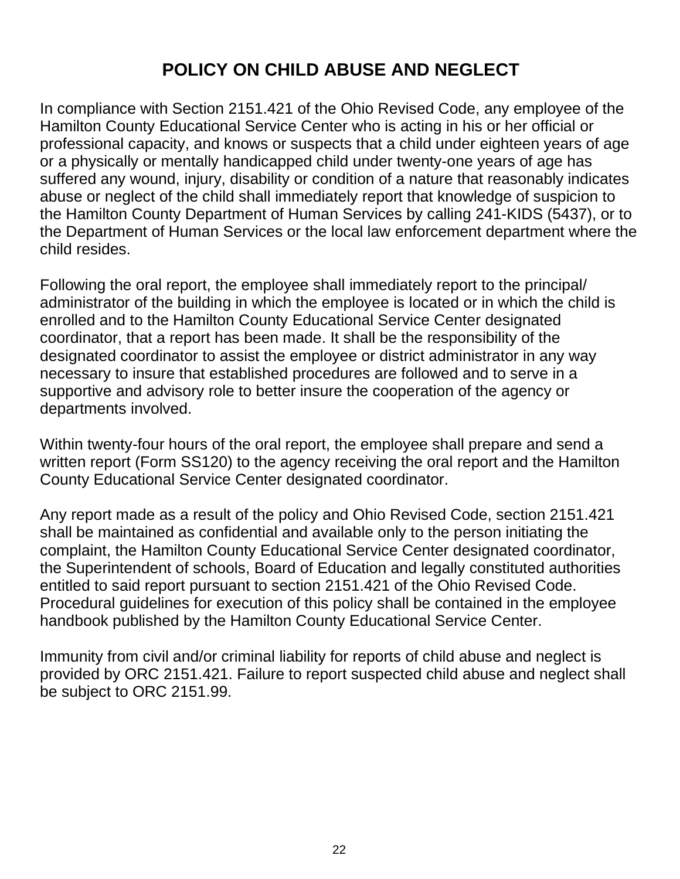# POLICY ON CHILD ABUSE AND NEGLECT

In compliance with Section 2151.421 of the Ohio Revised Code, any employee of the Hamilton County Educational Service Center who is acting in his or her official or professional capacity, and knows or suspects that a child under eighteen years of age or a physically or mentally handicapped child under twenty-one years of age has suffered any wound, injury, disability or condition of a nature that reasonably indicates abuse or neglect of the child shall immediately report that knowledge of suspicion to the Hamilton County Department of Human Services by calling 241-KIDS (5437), or to the Department of Human Services or the local law enforcement department where the child resides.

Following the oral report, the employee shall immediately report to the principal/ administrator of the building in which the employee is located or in which the child is enrolled and to the Hamilton County Educational Service Center designated coordinator, that a report has been made. It shall be the responsibility of the designated coordinator to assist the employee or district administrator in any way necessary to insure that established procedures are followed and to serve in a supportive and advisory role to better insure the cooperation of the agency or departments involved.

Within twenty-four hours of the oral report, the employee shall prepare and send a written report (Form SS120) to the agency receiving the oral report and the Hamilton County Educational Service Center designated coordinator.

Any report made as a result of the policy and Ohio Revised Code, section 2151.421 shall be maintained as confidential and available only to the person initiating the complaint, the Hamilton County Educational Service Center designated coordinator, the Superintendent of schools, Board of Education and legally constituted authorities entitled to said report pursuant to section 2151.421 of the Ohio Revised Code. Procedural guidelines for execution of this policy shall be contained in the employee handbook published by the Hamilton County Educational Service Center.

Immunity from civil and/or criminal liability for reports of child abuse and neglect is provided by ORC 2151.421. Failure to report suspected child abuse and neglect shall be subject to ORC 2151.99.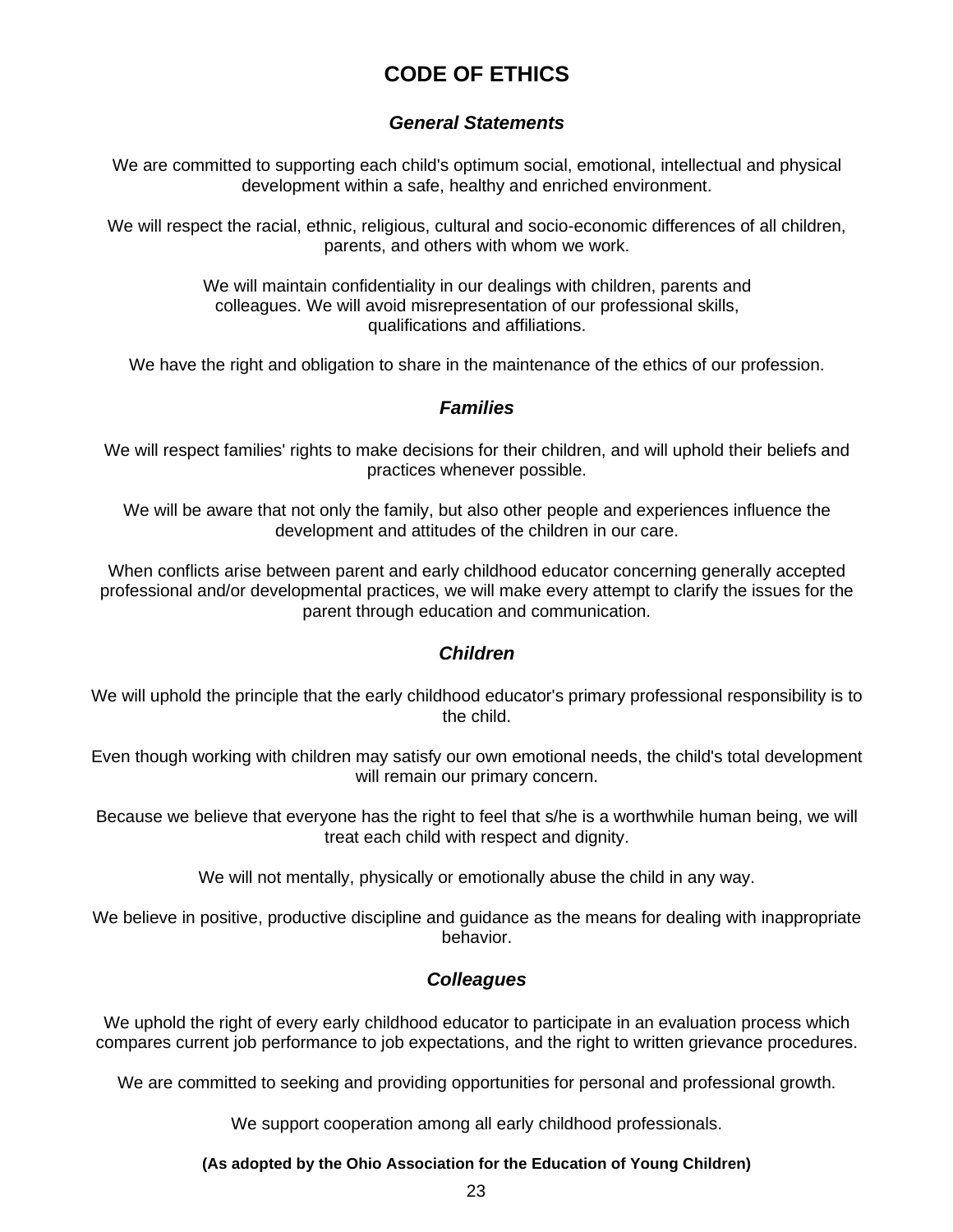# CODE OF ETHICS

## *General Statements*

We are committed to supporting each child's optimum social, emotional, intellectual and physical development within a safe, healthy and enriched environment.

We will respect the racial, ethnic, religious, cultural and socio-economic differences of all children, parents, and others with whom we work.

We will maintain confidentiality in our dealings with children, parents and colleagues. We will avoid misrepresentation of our professional skills, qualifications and affiliations.

We have the right and obligation to share in the maintenance of the ethics of our profession.

## *Families*

We will respect families' rights to make decisions for their children, and will uphold their beliefs and practices whenever possible.

We will be aware that not only the family, but also other people and experiences influence the development and attitudes of the children in our care.

When conflicts arise between parent and early childhood educator concerning generally accepted professional and/or developmental practices, we will make every attempt to clarify the issues for the parent through education and communication.

## *Children*

We will uphold the principle that the early childhood educator's primary professional responsibility is to the child.

Even though working with children may satisfy our own emotional needs, the child's total development will remain our primary concern.

Because we believe that everyone has the right to feel that s/he is a worthwhile human being, we will treat each child with respect and dignity.

We will not mentally, physically or emotionally abuse the child in any way.

We believe in positive, productive discipline and guidance as the means for dealing with inappropriate behavior.

## *Colleagues*

We uphold the right of every early childhood educator to participate in an evaluation process which compares current job performance to job expectations, and the right to written grievance procedures.

We are committed to seeking and providing opportunities for personal and professional growth.

We support cooperation among all early childhood professionals.

**(As adopted by the Ohio Association for the Education of Young Children)**